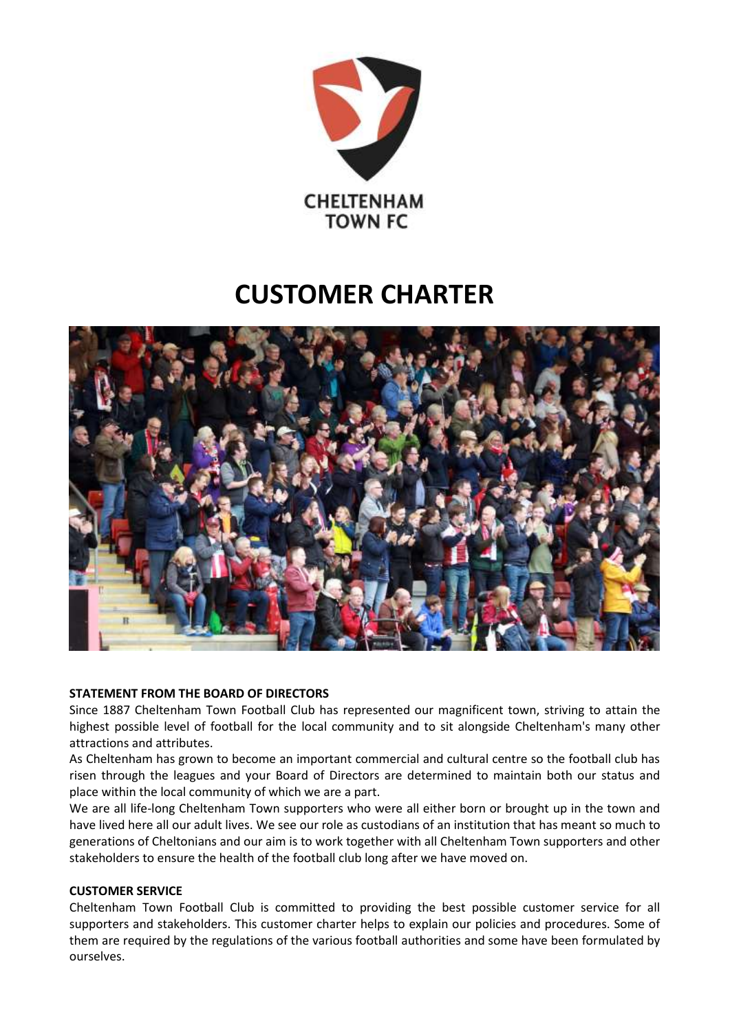CHELTENHAM TOWN FC

# CUSTOMER CHARTER

## STATEMENT FROM THE BOARD OF DIRECTORS

Since 1887 Cheltenham Town Football Club has represented our magnificent town, striving to attain the highest possible level of football for the local community and to sit alongside Cheltenham's many other attractions and attributes.

As Cheltenham has grown to become an important commercial and cultural centre so the football club has risen through the leagues and your Board of Directors are determined to maintain both our status and place within the local community of which we are a part.

We are all life-long Cheltenham Town supporters who were all either born or brought up in the town and have lived here all our adult lives. We see our role as custodians of an institution that has meant so much to generations of Cheltonians and our aim is to work together with all Cheltenham Town supporters and other stakeholders to ensure the health of the football club long after we have moved on.

## CUSTOMER SERVICE

Cheltenham Town Football Club is committed to providing the best possible customer service for all supporters and stakeholders. This customer charter helps to explain our policies and procedures. Some of them are required by the regulations of the various football authorities and some have been formulated by ourselves.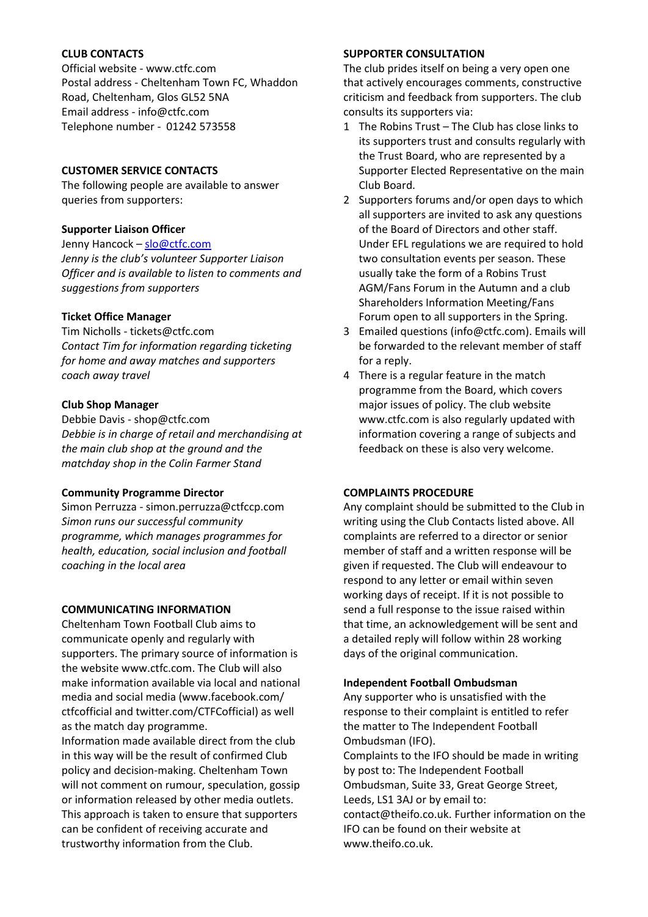## CLUB CONTACTS

Official website - www.ctfc.com
Postal address - Cheltenham Town FC, Whaddon Road, Cheltenham, Glos GL52 5NA
Email address - info@ctfc.com
Telephone number - 01242 573558

## CUSTOMER SERVICE CONTACTS

The following people are available to answer queries from supporters:

### Supporter Liaison Officer

Jenny Hancock – slo@ctfc.com
*Jenny is the club's volunteer Supporter Liaison Officer and is available to listen to comments and suggestions from supporters*

### Ticket Office Manager

Tim Nicholls - tickets@ctfc.com
*Contact Tim for information regarding ticketing for home and away matches and supporters coach away travel*

### Club Shop Manager

Debbie Davis - shop@ctfc.com
*Debbie is in charge of retail and merchandising at the main club shop at the ground and the matchday shop in the Colin Farmer Stand*

### Community Programme Director

Simon Perruzza - simon.perruzza@ctfccp.com
*Simon runs our successful community programme, which manages programmes for health, education, social inclusion and football coaching in the local area*

## COMMUNICATING INFORMATION

Cheltenham Town Football Club aims to communicate openly and regularly with supporters. The primary source of information is the website www.ctfc.com. The Club will also make information available via local and national media and social media (www.facebook.com/ctfcofficial and twitter.com/CTFCofficial) as well as the match day programme.

Information made available direct from the club in this way will be the result of confirmed Club policy and decision-making. Cheltenham Town will not comment on rumour, speculation, gossip or information released by other media outlets. This approach is taken to ensure that supporters can be confident of receiving accurate and trustworthy information from the Club.

## SUPPORTER CONSULTATION

The club prides itself on being a very open one that actively encourages comments, constructive criticism and feedback from supporters. The club consults its supporters via:

1. The Robins Trust – The Club has close links to its supporters trust and consults regularly with the Trust Board, who are represented by a Supporter Elected Representative on the main Club Board.
2. Supporters forums and/or open days to which all supporters are invited to ask any questions of the Board of Directors and other staff. Under EFL regulations we are required to hold two consultation events per season. These usually take the form of a Robins Trust AGM/Fans Forum in the Autumn and a club Shareholders Information Meeting/Fans Forum open to all supporters in the Spring.
3. Emailed questions (info@ctfc.com). Emails will be forwarded to the relevant member of staff for a reply.
4. There is a regular feature in the match programme from the Board, which covers major issues of policy. The club website www.ctfc.com is also regularly updated with information covering a range of subjects and feedback on these is also very welcome.

## COMPLAINTS PROCEDURE

Any complaint should be submitted to the Club in writing using the Club Contacts listed above. All complaints are referred to a director or senior member of staff and a written response will be given if requested. The Club will endeavour to respond to any letter or email within seven working days of receipt. If it is not possible to send a full response to the issue raised within that time, an acknowledgement will be sent and a detailed reply will follow within 28 working days of the original communication.

### Independent Football Ombudsman

Any supporter who is unsatisfied with the response to their complaint is entitled to refer the matter to The Independent Football Ombudsman (IFO).

Complaints to the IFO should be made in writing by post to: The Independent Football Ombudsman, Suite 33, Great George Street, Leeds, LS1 3AJ or by email to: contact@theifo.co.uk. Further information on the IFO can be found on their website at www.theifo.co.uk.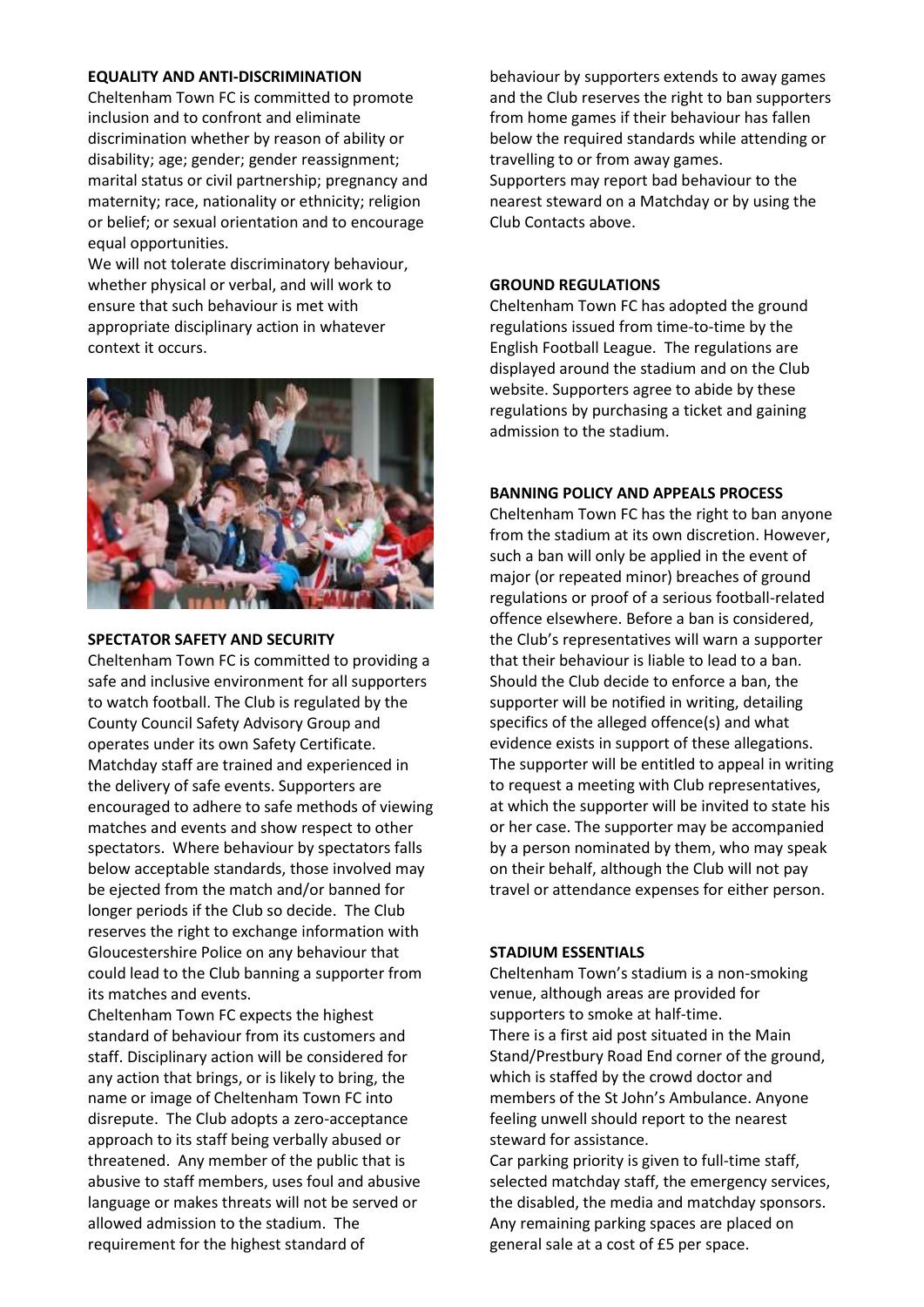## EQUALITY AND ANTI-DISCRIMINATION

Cheltenham Town FC is committed to promote inclusion and to confront and eliminate discrimination whether by reason of ability or disability; age; gender; gender reassignment; marital status or civil partnership; pregnancy and maternity; race, nationality or ethnicity; religion or belief; or sexual orientation and to encourage equal opportunities.

We will not tolerate discriminatory behaviour, whether physical or verbal, and will work to ensure that such behaviour is met with appropriate disciplinary action in whatever context it occurs.

## SPECTATOR SAFETY AND SECURITY

Cheltenham Town FC is committed to providing a safe and inclusive environment for all supporters to watch football. The Club is regulated by the County Council Safety Advisory Group and operates under its own Safety Certificate. Matchday staff are trained and experienced in the delivery of safe events. Supporters are encouraged to adhere to safe methods of viewing matches and events and show respect to other spectators. Where behaviour by spectators falls below acceptable standards, those involved may be ejected from the match and/or banned for longer periods if the Club so decide. The Club reserves the right to exchange information with Gloucestershire Police on any behaviour that could lead to the Club banning a supporter from its matches and events.

Cheltenham Town FC expects the highest standard of behaviour from its customers and staff. Disciplinary action will be considered for any action that brings, or is likely to bring, the name or image of Cheltenham Town FC into disrepute. The Club adopts a zero-acceptance approach to its staff being verbally abused or threatened. Any member of the public that is abusive to staff members, uses foul and abusive language or makes threats will not be served or allowed admission to the stadium. The requirement for the highest standard of behaviour by supporters extends to away games and the Club reserves the right to ban supporters from home games if their behaviour has fallen below the required standards while attending or travelling to or from away games.

Supporters may report bad behaviour to the nearest steward on a Matchday or by using the Club Contacts above.

## GROUND REGULATIONS

Cheltenham Town FC has adopted the ground regulations issued from time-to-time by the English Football League. The regulations are displayed around the stadium and on the Club website. Supporters agree to abide by these regulations by purchasing a ticket and gaining admission to the stadium.

## BANNING POLICY AND APPEALS PROCESS

Cheltenham Town FC has the right to ban anyone from the stadium at its own discretion. However, such a ban will only be applied in the event of major (or repeated minor) breaches of ground regulations or proof of a serious football-related offence elsewhere. Before a ban is considered, the Club's representatives will warn a supporter that their behaviour is liable to lead to a ban. Should the Club decide to enforce a ban, the supporter will be notified in writing, detailing specifics of the alleged offence(s) and what evidence exists in support of these allegations. The supporter will be entitled to appeal in writing to request a meeting with Club representatives, at which the supporter will be invited to state his or her case. The supporter may be accompanied by a person nominated by them, who may speak on their behalf, although the Club will not pay travel or attendance expenses for either person.

## STADIUM ESSENTIALS

Cheltenham Town's stadium is a non-smoking venue, although areas are provided for supporters to smoke at half-time.

There is a first aid post situated in the Main Stand/Prestbury Road End corner of the ground, which is staffed by the crowd doctor and members of the St John's Ambulance. Anyone feeling unwell should report to the nearest steward for assistance.

Car parking priority is given to full-time staff, selected matchday staff, the emergency services, the disabled, the media and matchday sponsors. Any remaining parking spaces are placed on general sale at a cost of £5 per space.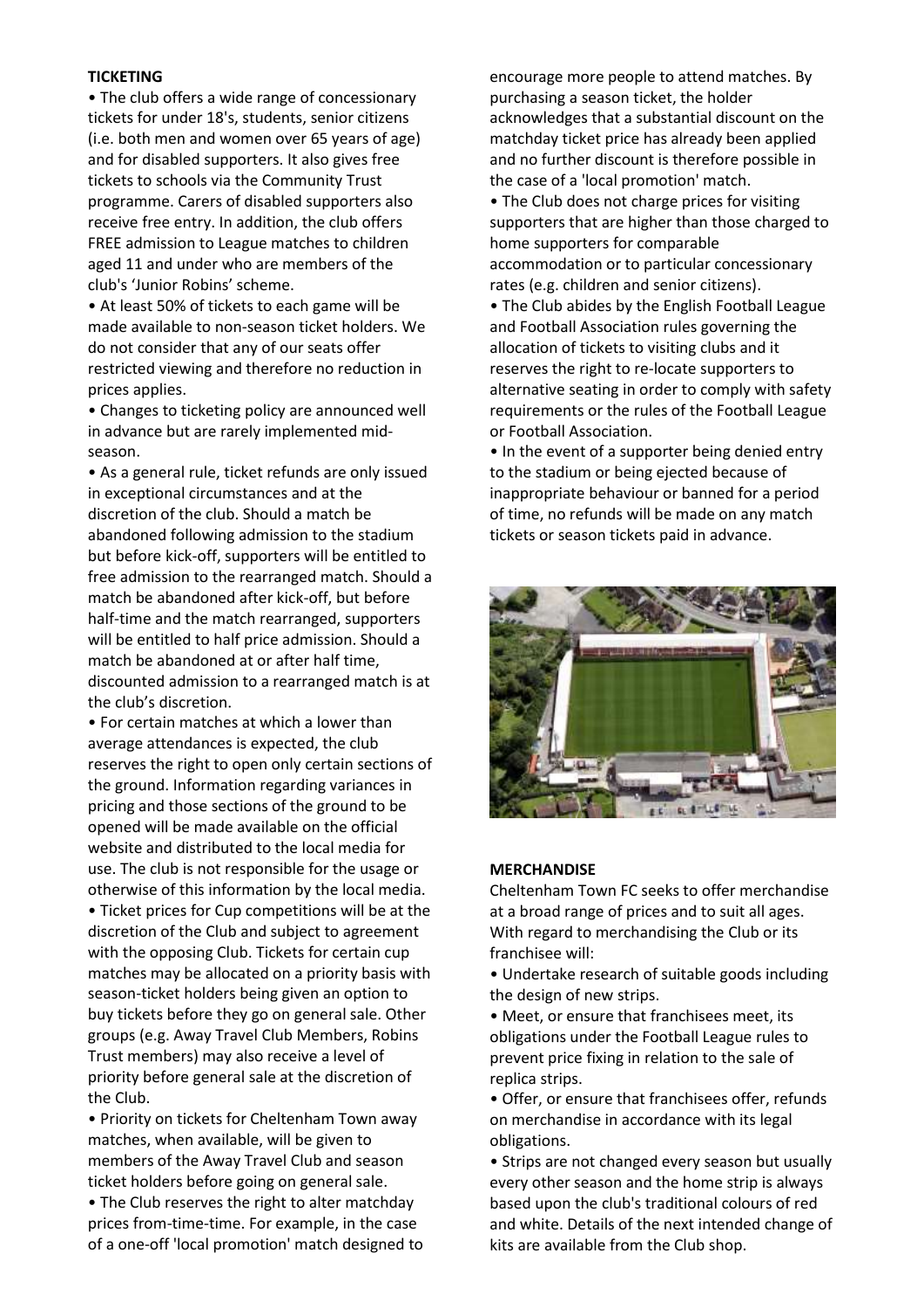**TICKETING**

- The club offers a wide range of concessionary tickets for under 18's, students, senior citizens (i.e. both men and women over 65 years of age) and for disabled supporters. It also gives free tickets to schools via the Community Trust programme. Carers of disabled supporters also receive free entry. In addition, the club offers FREE admission to League matches to children aged 11 and under who are members of the club's 'Junior Robins' scheme.
- At least 50% of tickets to each game will be made available to non-season ticket holders. We do not consider that any of our seats offer restricted viewing and therefore no reduction in prices applies.
- Changes to ticketing policy are announced well in advance but are rarely implemented mid-season.
- As a general rule, ticket refunds are only issued in exceptional circumstances and at the discretion of the club. Should a match be abandoned following admission to the stadium but before kick-off, supporters will be entitled to free admission to the rearranged match. Should a match be abandoned after kick-off, but before half-time and the match rearranged, supporters will be entitled to half price admission. Should a match be abandoned at or after half time, discounted admission to a rearranged match is at the club's discretion.
- For certain matches at which a lower than average attendances is expected, the club reserves the right to open only certain sections of the ground. Information regarding variances in pricing and those sections of the ground to be opened will be made available on the official website and distributed to the local media for use. The club is not responsible for the usage or otherwise of this information by the local media.
- Ticket prices for Cup competitions will be at the discretion of the Club and subject to agreement with the opposing Club. Tickets for certain cup matches may be allocated on a priority basis with season-ticket holders being given an option to buy tickets before they go on general sale. Other groups (e.g. Away Travel Club Members, Robins Trust members) may also receive a level of priority before general sale at the discretion of the Club.
- Priority on tickets for Cheltenham Town away matches, when available, will be given to members of the Away Travel Club and season ticket holders before going on general sale.
- The Club reserves the right to alter matchday prices from-time-time. For example, in the case of a one-off 'local promotion' match designed to encourage more people to attend matches. By purchasing a season ticket, the holder acknowledges that a substantial discount on the matchday ticket price has already been applied and no further discount is therefore possible in the case of a 'local promotion' match.
- The Club does not charge prices for visiting supporters that are higher than those charged to home supporters for comparable accommodation or to particular concessionary rates (e.g. children and senior citizens).
- The Club abides by the English Football League and Football Association rules governing the allocation of tickets to visiting clubs and it reserves the right to re-locate supporters to alternative seating in order to comply with safety requirements or the rules of the Football League or Football Association.
- In the event of a supporter being denied entry to the stadium or being ejected because of inappropriate behaviour or banned for a period of time, no refunds will be made on any match tickets or season tickets paid in advance.

**MERCHANDISE**

Cheltenham Town FC seeks to offer merchandise at a broad range of prices and to suit all ages. With regard to merchandising the Club or its franchisee will:

- Undertake research of suitable goods including the design of new strips.
- Meet, or ensure that franchisees meet, its obligations under the Football League rules to prevent price fixing in relation to the sale of replica strips.
- Offer, or ensure that franchisees offer, refunds on merchandise in accordance with its legal obligations.
- Strips are not changed every season but usually every other season and the home strip is always based upon the club's traditional colours of red and white. Details of the next intended change of kits are available from the Club shop.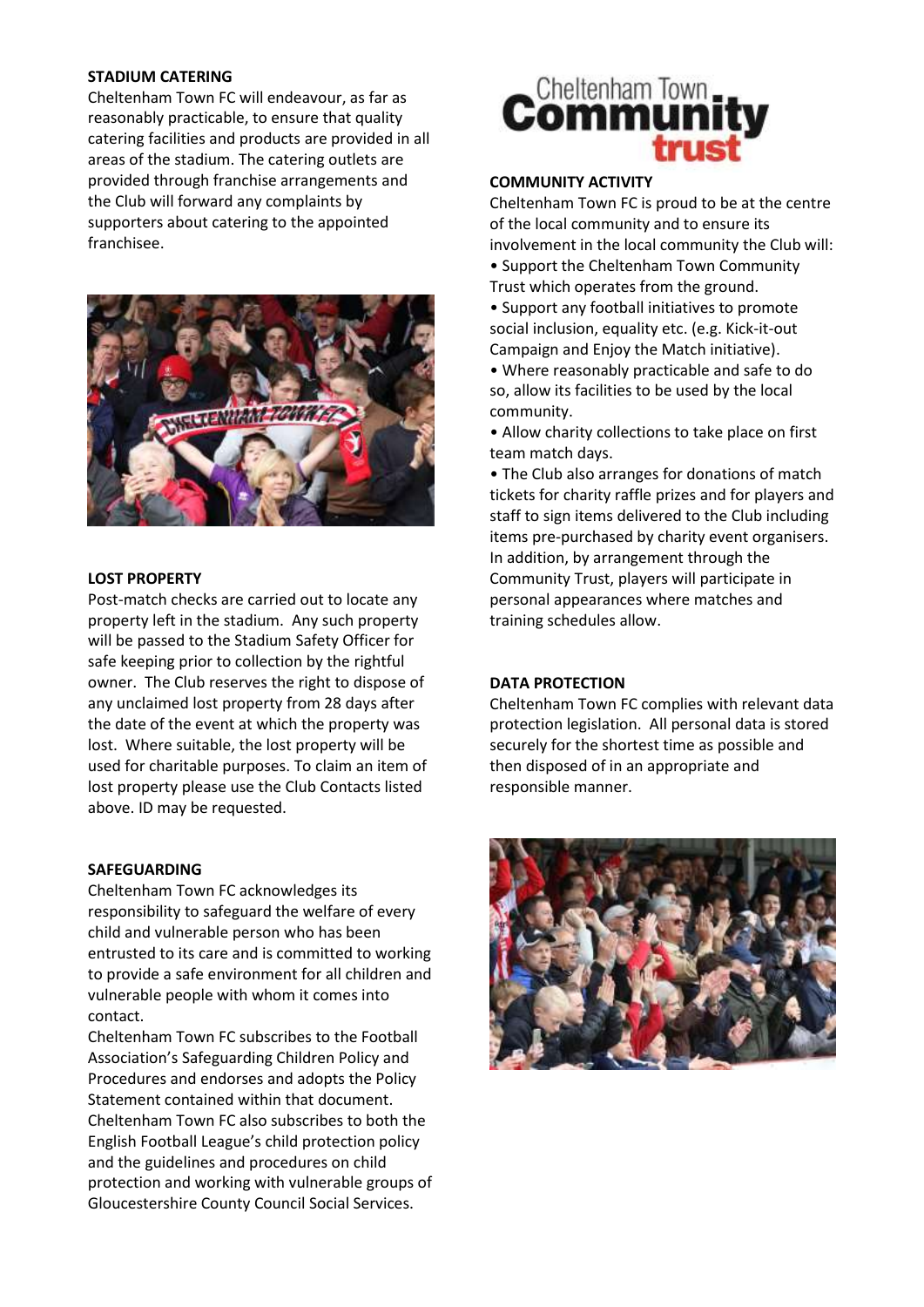## STADIUM CATERING

Cheltenham Town FC will endeavour, as far as reasonably practicable, to ensure that quality catering facilities and products are provided in all areas of the stadium. The catering outlets are provided through franchise arrangements and the Club will forward any complaints by supporters about catering to the appointed franchisee.

## LOST PROPERTY

Post-match checks are carried out to locate any property left in the stadium. Any such property will be passed to the Stadium Safety Officer for safe keeping prior to collection by the rightful owner. The Club reserves the right to dispose of any unclaimed lost property from 28 days after the date of the event at which the property was lost. Where suitable, the lost property will be used for charitable purposes. To claim an item of lost property please use the Club Contacts listed above. ID may be requested.

## SAFEGUARDING

Cheltenham Town FC acknowledges its responsibility to safeguard the welfare of every child and vulnerable person who has been entrusted to its care and is committed to working to provide a safe environment for all children and vulnerable people with whom it comes into contact.

Cheltenham Town FC subscribes to the Football Association's Safeguarding Children Policy and Procedures and endorses and adopts the Policy Statement contained within that document. Cheltenham Town FC also subscribes to both the English Football League's child protection policy and the guidelines and procedures on child protection and working with vulnerable groups of Gloucestershire County Council Social Services.

## COMMUNITY ACTIVITY

Cheltenham Town FC is proud to be at the centre of the local community and to ensure its involvement in the local community the Club will:

- Support the Cheltenham Town Community Trust which operates from the ground.
- Support any football initiatives to promote social inclusion, equality etc. (e.g. Kick-it-out Campaign and Enjoy the Match initiative).
- Where reasonably practicable and safe to do so, allow its facilities to be used by the local community.
- Allow charity collections to take place on first team match days.
- The Club also arranges for donations of match tickets for charity raffle prizes and for players and staff to sign items delivered to the Club including items pre-purchased by charity event organisers. In addition, by arrangement through the Community Trust, players will participate in personal appearances where matches and training schedules allow.

## DATA PROTECTION

Cheltenham Town FC complies with relevant data protection legislation. All personal data is stored securely for the shortest time as possible and then disposed of in an appropriate and responsible manner.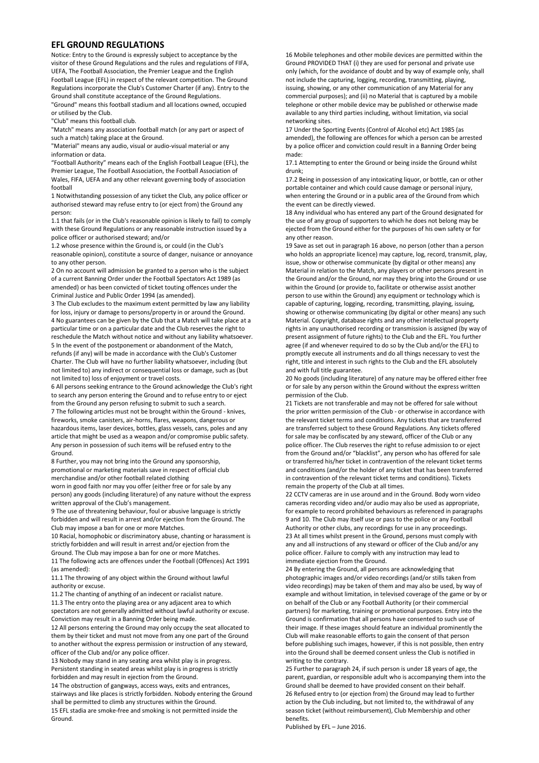## EFL GROUND REGULATIONS

Notice: Entry to the Ground is expressly subject to acceptance by the visitor of these Ground Regulations and the rules and regulations of FIFA, UEFA, The Football Association, the Premier League and the English Football League (EFL) in respect of the relevant competition. The Ground Regulations incorporate the Club's Customer Charter (if any). Entry to the Ground shall constitute acceptance of the Ground Regulations.

"Ground" means this football stadium and all locations owned, occupied or utilised by the Club.

"Club" means this football club.

"Match" means any association football match (or any part or aspect of such a match) taking place at the Ground.

"Material" means any audio, visual or audio-visual material or any information or data.

"Football Authority" means each of the English Football League (EFL), the Premier League, The Football Association, the Football Association of Wales, FIFA, UEFA and any other relevant governing body of association football

1 Notwithstanding possession of any ticket the Club, any police officer or authorised steward may refuse entry to (or eject from) the Ground any person:

1.1 that fails (or in the Club's reasonable opinion is likely to fail) to comply with these Ground Regulations or any reasonable instruction issued by a police officer or authorised steward; and/or

1.2 whose presence within the Ground is, or could (in the Club's reasonable opinion), constitute a source of danger, nuisance or annoyance to any other person.

2 On no account will admission be granted to a person who is the subject of a current Banning Order under the Football Spectators Act 1989 (as amended) or has been convicted of ticket touting offences under the Criminal Justice and Public Order 1994 (as amended).

3 The Club excludes to the maximum extent permitted by law any liability for loss, injury or damage to persons/property in or around the Ground.

4 No guarantees can be given by the Club that a Match will take place at a particular time or on a particular date and the Club reserves the right to reschedule the Match without notice and without any liability whatsoever.

5 In the event of the postponement or abandonment of the Match, refunds (if any) will be made in accordance with the Club's Customer Charter. The Club will have no further liability whatsoever, including (but not limited to) any indirect or consequential loss or damage, such as (but not limited to) loss of enjoyment or travel costs.

6 All persons seeking entrance to the Ground acknowledge the Club's right to search any person entering the Ground and to refuse entry to or eject from the Ground any person refusing to submit to such a search.

7 The following articles must not be brought within the Ground - knives, fireworks, smoke canisters, air-horns, flares, weapons, dangerous or hazardous items, laser devices, bottles, glass vessels, cans, poles and any article that might be used as a weapon and/or compromise public safety. Any person in possession of such items will be refused entry to the Ground.

8 Further, you may not bring into the Ground any sponsorship, promotional or marketing materials save in respect of official club merchandise and/or other football related clothing worn in good faith nor may you offer (either free or for sale by any person) any goods (including literature) of any nature without the express written approval of the Club's management.

9 The use of threatening behaviour, foul or abusive language is strictly forbidden and will result in arrest and/or ejection from the Ground. The Club may impose a ban for one or more Matches.

10 Racial, homophobic or discriminatory abuse, chanting or harassment is strictly forbidden and will result in arrest and/or ejection from the Ground. The Club may impose a ban for one or more Matches.

11 The following acts are offences under the Football (Offences) Act 1991 (as amended):

11.1 The throwing of any object within the Ground without lawful authority or excuse.

11.2 The chanting of anything of an indecent or racialist nature.

11.3 The entry onto the playing area or any adjacent area to which spectators are not generally admitted without lawful authority or excuse. Conviction may result in a Banning Order being made.

12 All persons entering the Ground may only occupy the seat allocated to them by their ticket and must not move from any one part of the Ground to another without the express permission or instruction of any steward, officer of the Club and/or any police officer.

13 Nobody may stand in any seating area whilst play is in progress. Persistent standing in seated areas whilst play is in progress is strictly forbidden and may result in ejection from the Ground.

14 The obstruction of gangways, access ways, exits and entrances, stairways and like places is strictly forbidden. Nobody entering the Ground shall be permitted to climb any structures within the Ground.

15 EFL stadia are smoke-free and smoking is not permitted inside the Ground.

16 Mobile telephones and other mobile devices are permitted within the Ground PROVIDED THAT (i) they are used for personal and private use only (which, for the avoidance of doubt and by way of example only, shall not include the capturing, logging, recording, transmitting, playing, issuing, showing, or any other communication of any Material for any commercial purposes); and (ii) no Material that is captured by a mobile telephone or other mobile device may be published or otherwise made available to any third parties including, without limitation, via social networking sites.

17 Under the Sporting Events (Control of Alcohol etc) Act 1985 (as amended), the following are offences for which a person can be arrested by a police officer and conviction could result in a Banning Order being made:

17.1 Attempting to enter the Ground or being inside the Ground whilst drunk;

17.2 Being in possession of any intoxicating liquor, or bottle, can or other portable container and which could cause damage or personal injury, when entering the Ground or in a public area of the Ground from which the event can be directly viewed.

18 Any individual who has entered any part of the Ground designated for the use of any group of supporters to which he does not belong may be ejected from the Ground either for the purposes of his own safety or for any other reason.

19 Save as set out in paragraph 16 above, no person (other than a person who holds an appropriate licence) may capture, log, record, transmit, play, issue, show or otherwise communicate (by digital or other means) any Material in relation to the Match, any players or other persons present in the Ground and/or the Ground, nor may they bring into the Ground or use within the Ground (or provide to, facilitate or otherwise assist another person to use within the Ground) any equipment or technology which is capable of capturing, logging, recording, transmitting, playing, issuing, showing or otherwise communicating (by digital or other means) any such Material. Copyright, database rights and any other intellectual property rights in any unauthorised recording or transmission is assigned (by way of present assignment of future rights) to the Club and the EFL. You further agree (if and whenever required to do so by the Club and/or the EFL) to promptly execute all instruments and do all things necessary to vest the right, title and interest in such rights to the Club and the EFL absolutely and with full title guarantee.

20 No goods (including literature) of any nature may be offered either free or for sale by any person within the Ground without the express written permission of the Club.

21 Tickets are not transferable and may not be offered for sale without the prior written permission of the Club - or otherwise in accordance with the relevant ticket terms and conditions. Any tickets that are transferred are transferred subject to these Ground Regulations. Any tickets offered for sale may be confiscated by any steward, officer of the Club or any police officer. The Club reserves the right to refuse admission to or eject from the Ground and/or "blacklist", any person who has offered for sale or transferred his/her ticket in contravention of the relevant ticket terms and conditions (and/or the holder of any ticket that has been transferred in contravention of the relevant ticket terms and conditions). Tickets remain the property of the Club at all times.

22 CCTV cameras are in use around and in the Ground. Body worn video cameras recording video and/or audio may also be used as appropriate, for example to record prohibited behaviours as referenced in paragraphs 9 and 10. The Club may itself use or pass to the police or any Football Authority or other clubs, any recordings for use in any proceedings.

23 At all times whilst present in the Ground, persons must comply with any and all instructions of any steward or officer of the Club and/or any police officer. Failure to comply with any instruction may lead to immediate ejection from the Ground.

24 By entering the Ground, all persons are acknowledging that photographic images and/or video recordings (and/or stills taken from video recordings) may be taken of them and may also be used, by way of example and without limitation, in televised coverage of the game or by or on behalf of the Club or any Football Authority (or their commercial partners) for marketing, training or promotional purposes. Entry into the Ground is confirmation that all persons have consented to such use of their image. If these images should feature an individual prominently the Club will make reasonable efforts to gain the consent of that person before publishing such images, however, if this is not possible, then entry into the Ground shall be deemed consent unless the Club is notified in writing to the contrary.

25 Further to paragraph 24, if such person is under 18 years of age, the parent, guardian, or responsible adult who is accompanying them into the Ground shall be deemed to have provided consent on their behalf.

26 Refused entry to (or ejection from) the Ground may lead to further action by the Club including, but not limited to, the withdrawal of any season ticket (without reimbursement), Club Membership and other benefits.

Published by EFL – June 2016.